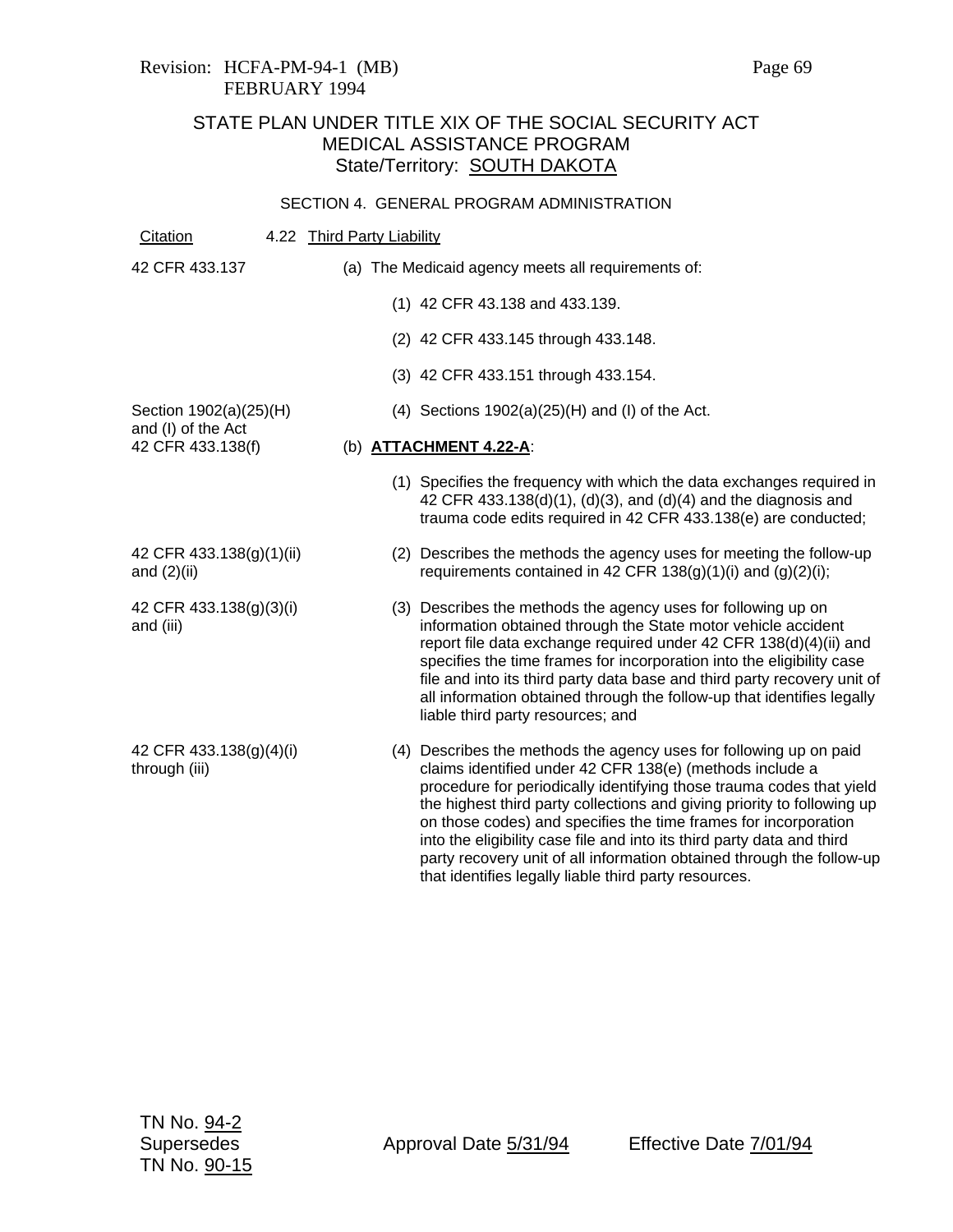Revision: HCFA-PM-94-1 (MB)
FEBRUARY 1994

# STATE PLAN UNDER TITLE XIX OF THE SOCIAL SECURITY ACT
# MEDICAL ASSISTANCE PROGRAM
## State/Territory: SOUTH DAKOTA

### SECTION 4. GENERAL PROGRAM ADMINISTRATION

| Citation | 4.22 Third Party Liability |
|---|---|
| 42 CFR 433.137 | (a) The Medicaid agency meets all requirements of: |
| | (1) 42 CFR 43.138 and 433.139. |
| | (2) 42 CFR 433.145 through 433.148. |
| | (3) 42 CFR 433.151 through 433.154. |
| Section 1902(a)(25)(H) and (I) of the Act | (4) Sections 1902(a)(25)(H) and (I) of the Act. |
| 42 CFR 433.138(f) | (b) **ATTACHMENT 4.22-A**: |
| | (1) Specifies the frequency with which the data exchanges required in 42 CFR 433.138(d)(1), (d)(3), and (d)(4) and the diagnosis and trauma code edits required in 42 CFR 433.138(e) are conducted; |
| 42 CFR 433.138(g)(1)(ii) and (2)(ii) | (2) Describes the methods the agency uses for meeting the follow-up requirements contained in 42 CFR 138(g)(1)(i) and (g)(2)(i); |
| 42 CFR 433.138(g)(3)(i) and (iii) | (3) Describes the methods the agency uses for following up on information obtained through the State motor vehicle accident report file data exchange required under 42 CFR 138(d)(4)(ii) and specifies the time frames for incorporation into the eligibility case file and into its third party data base and third party recovery unit of all information obtained through the follow-up that identifies legally liable third party resources; and |
| 42 CFR 433.138(g)(4)(i) through (iii) | (4) Describes the methods the agency uses for following up on paid claims identified under 42 CFR 138(e) (methods include a procedure for periodically identifying those trauma codes that yield the highest third party collections and giving priority to following up on those codes) and specifies the time frames for incorporation into the eligibility case file and into its third party data and third party recovery unit of all information obtained through the follow-up that identifies legally liable third party resources. |

TN No. 94-2
Supersedes
TN No. 90-15

Approval Date 5/31/94 Effective Date 7/01/94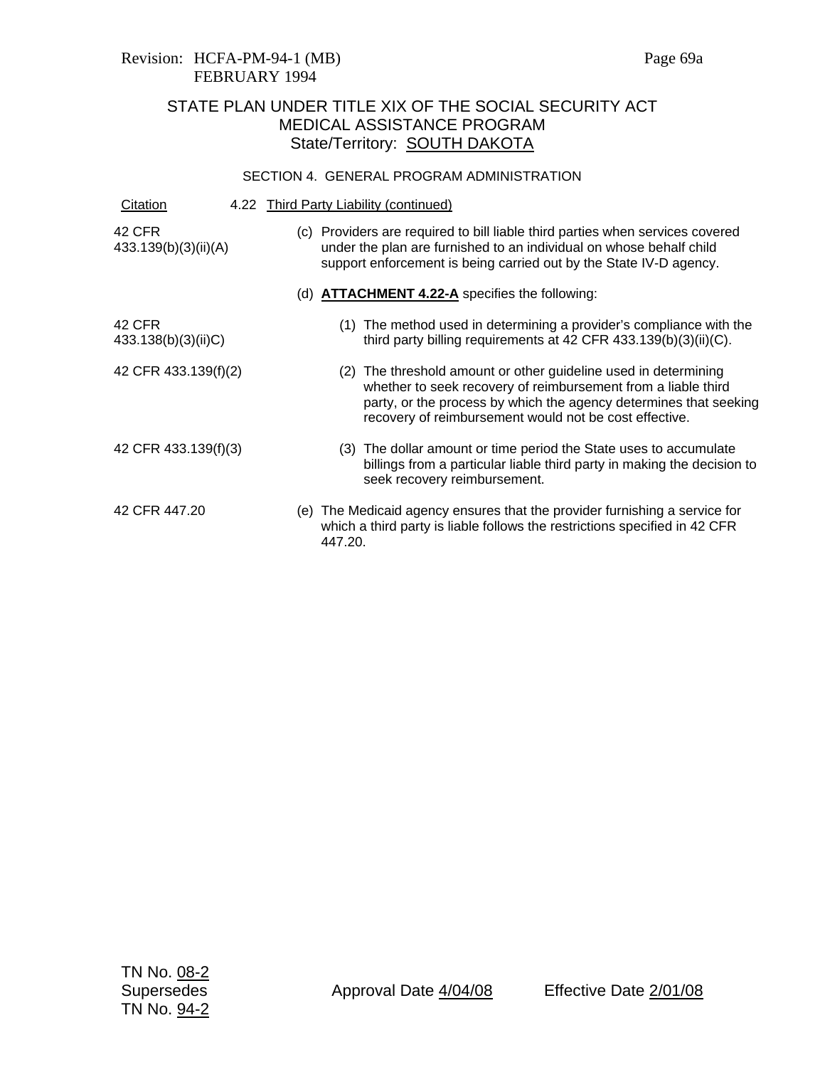Revision: HCFA-PM-94-1 (MB)
FEBRUARY 1994

STATE PLAN UNDER TITLE XIX OF THE SOCIAL SECURITY ACT
MEDICAL ASSISTANCE PROGRAM
State/Territory: SOUTH DAKOTA

SECTION 4. GENERAL PROGRAM ADMINISTRATION

| Citation | 4.22 Third Party Liability (continued) |
|---|---|
| 42 CFR 433.139(b)(3)(ii)(A) | (c) Providers are required to bill liable third parties when services covered under the plan are furnished to an individual on whose behalf child support enforcement is being carried out by the State IV-D agency. |
| | (d) **ATTACHMENT 4.22-A** specifies the following: |
| 42 CFR 433.138(b)(3)(ii)C) | (1) The method used in determining a provider's compliance with the third party billing requirements at 42 CFR 433.139(b)(3)(ii)(C). |
| 42 CFR 433.139(f)(2) | (2) The threshold amount or other guideline used in determining whether to seek recovery of reimbursement from a liable third party, or the process by which the agency determines that seeking recovery of reimbursement would not be cost effective. |
| 42 CFR 433.139(f)(3) | (3) The dollar amount or time period the State uses to accumulate billings from a particular liable third party in making the decision to seek recovery reimbursement. |
| 42 CFR 447.20 | (e) The Medicaid agency ensures that the provider furnishing a service for which a third party is liable follows the restrictions specified in 42 CFR 447.20. |

TN No. 08-2
Supersedes
TN No. 94-2

Approval Date 4/04/08

Effective Date 2/01/08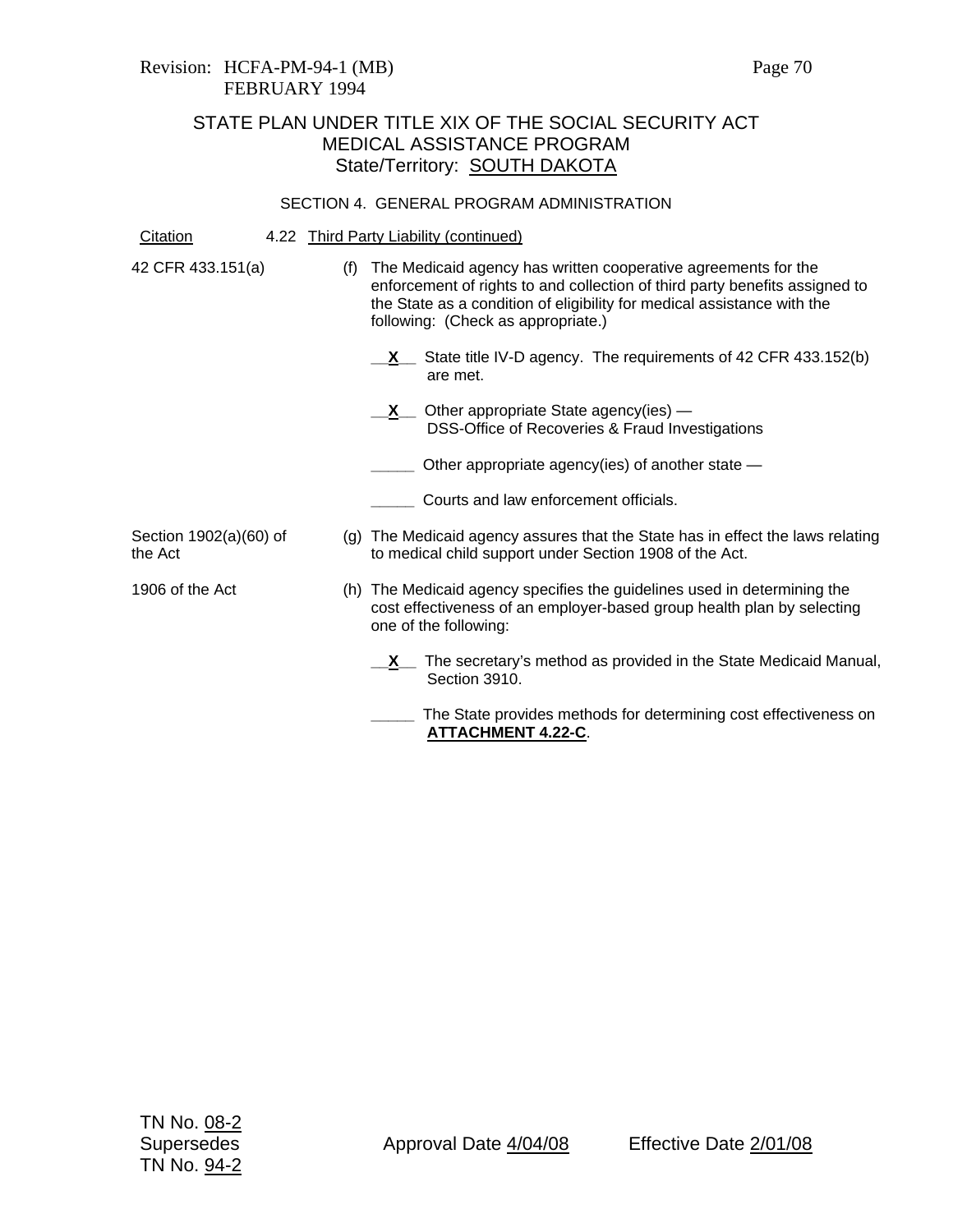Revision: HCFA-PM-94-1 (MB)
FEBRUARY 1994

# STATE PLAN UNDER TITLE XIX OF THE SOCIAL SECURITY ACT
## MEDICAL ASSISTANCE PROGRAM
### State/Territory: SOUTH DAKOTA

SECTION 4. GENERAL PROGRAM ADMINISTRATION

| Citation | 4.22 Third Party Liability (continued) |
|---|---|
| 42 CFR 433.151(a) | (f) The Medicaid agency has written cooperative agreements for the enforcement of rights to and collection of third party benefits assigned to the State as a condition of eligibility for medical assistance with the following: (Check as appropriate.)<br><br>__X__ State title IV-D agency. The requirements of 42 CFR 433.152(b) are met.<br><br>__X__ Other appropriate State agency(ies) — DSS-Office of Recoveries & Fraud Investigations<br><br>_____ Other appropriate agency(ies) of another state —<br><br>_____ Courts and law enforcement officials. |
| Section 1902(a)(60) of the Act | (g) The Medicaid agency assures that the State has in effect the laws relating to medical child support under Section 1908 of the Act. |
| 1906 of the Act | (h) The Medicaid agency specifies the guidelines used in determining the cost effectiveness of an employer-based group health plan by selecting one of the following:<br><br>__X__ The secretary's method as provided in the State Medicaid Manual, Section 3910.<br><br>_____ The State provides methods for determining cost effectiveness on **ATTACHMENT 4.22-C**. |

TN No. 08-2
Supersedes
TN No. 94-2

Approval Date 4/04/08 Effective Date 2/01/08